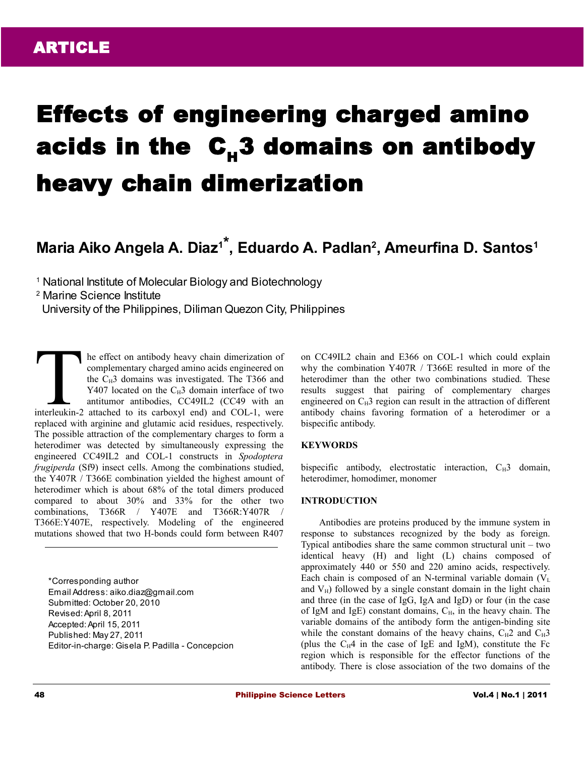ARTICLE

# Effects of engineering charged amino acids in the $C_H3$ domains on antibody heavy chain dimerization

## Maria Aiko Angela A. Diaz[1]*, Eduardo A. Padlan[2], Ameurfina D. Santos[1]

[1] National Institute of Molecular Biology and Biotechnology
[2] Marine Science Institute
University of the Philippines, Diliman Quezon City, Philippines

The effect on antibody heavy chain dimerization of complementary charged amino acids engineered on the $C_H3$ domains was investigated. The T366 and Y407 located on the $C_H3$ domain interface of two antitumor antibodies, CC49IL2 (CC49 with an interleukin-2 attached to its carboxyl end) and COL-1, were replaced with arginine and glutamic acid residues, respectively. The possible attraction of the complementary charges to form a heterodimer was detected by simultaneously expressing the engineered CC49IL2 and COL-1 constructs in *Spodoptera frugiperda* (Sf9) insect cells. Among the combinations studied, the Y407R / T366E combination yielded the highest amount of heterodimer which is about 68% of the total dimers produced compared to about 30% and 33% for the other two combinations, T366R / Y407E and T366R:Y407R / T366E:Y407E, respectively. Modeling of the engineered mutations showed that two H-bonds could form between R407 on CC49IL2 chain and E366 on COL-1 which could explain why the combination Y407R / T366E resulted in more of the heterodimer than the other two combinations studied. These results suggest that pairing of complementary charges engineered on $C_H3$ region can result in the attraction of different antibody chains favoring formation of a heterodimer or a bispecific antibody.

*Corresponding author
Email Address: aiko.diaz@gmail.com
Submitted: October 20, 2010
Revised: April 8, 2011
Accepted: April 15, 2011
Published: May 27, 2011
Editor-in-charge: Gisela P. Padilla - Concepcion

### KEYWORDS

bispecific antibody, electrostatic interaction, $C_H3$ domain, heterodimer, homodimer, monomer

### INTRODUCTION

Antibodies are proteins produced by the immune system in response to substances recognized by the body as foreign. Typical antibodies share the same common structural unit – two identical heavy (H) and light (L) chains composed of approximately 440 or 550 and 220 amino acids, respectively. Each chain is composed of an N-terminal variable domain ($V_L$ and $V_H$) followed by a single constant domain in the light chain and three (in the case of IgG, IgA and IgD) or four (in the case of IgM and IgE) constant domains, $C_H$, in the heavy chain. The variable domains of the antibody form the antigen-binding site while the constant domains of the heavy chains, $C_H2$ and $C_H3$ (plus the $C_H4$ in the case of IgE and IgM), constitute the Fc region which is responsible for the effector functions of the antibody. There is close association of the two domains of the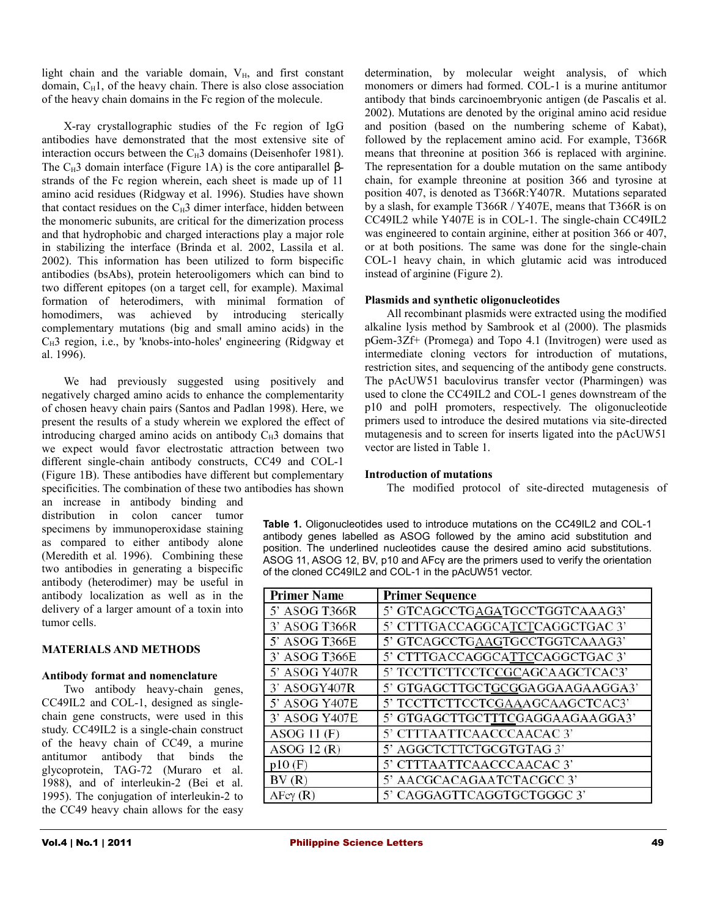light chain and the variable domain, $V_H$, and first constant domain, $C_H1$, of the heavy chain. There is also close association of the heavy chain domains in the Fc region of the molecule.

X-ray crystallographic studies of the Fc region of IgG antibodies have demonstrated that the most extensive site of interaction occurs between the $C_H3$ domains (Deisenhofer 1981). The $C_H3$ domain interface (Figure 1A) is the core antiparallel β-strands of the Fc region wherein, each sheet is made up of 11 amino acid residues (Ridgway et al. 1996). Studies have shown that contact residues on the $C_H3$ dimer interface, hidden between the monomeric subunits, are critical for the dimerization process and that hydrophobic and charged interactions play a major role in stabilizing the interface (Brinda et al. 2002, Lassila et al. 2002). This information has been utilized to form bispecific antibodies (bsAbs), protein heterooligomers which can bind to two different epitopes (on a target cell, for example). Maximal formation of heterodimers, with minimal formation of homodimers, was achieved by introducing sterically complementary mutations (big and small amino acids) in the $C_H3$ region, i.e., by 'knobs-into-holes' engineering (Ridgway et al. 1996).

We had previously suggested using positively and negatively charged amino acids to enhance the complementarity of chosen heavy chain pairs (Santos and Padlan 1998). Here, we present the results of a study wherein we explored the effect of introducing charged amino acids on antibody $C_H3$ domains that we expect would favor electrostatic attraction between two different single-chain antibody constructs, CC49 and COL-1 (Figure 1B). These antibodies have different but complementary specificities. The combination of these two antibodies has shown an increase in antibody binding and distribution in colon cancer tumor specimens by immunoperoxidase staining as compared to either antibody alone (Meredith et al. 1996). Combining these two antibodies in generating a bispecific antibody (heterodimer) may be useful in antibody localization as well as in the delivery of a larger amount of a toxin into tumor cells.

## MATERIALS AND METHODS

### Antibody format and nomenclature

Two antibody heavy-chain genes, CC49IL2 and COL-1, designed as single-chain gene constructs, were used in this study. CC49IL2 is a single-chain construct of the heavy chain of CC49, a murine antitumor antibody that binds the glycoprotein, TAG-72 (Muraro et al. 1988), and of interleukin-2 (Bei et al. 1995). The conjugation of interleukin-2 to the CC49 heavy chain allows for the easy determination, by molecular weight analysis, of which monomers or dimers had formed. COL-1 is a murine antitumor antibody that binds carcinoembryonic antigen (de Pascalis et al. 2002). Mutations are denoted by the original amino acid residue and position (based on the numbering scheme of Kabat), followed by the replacement amino acid. For example, T366R means that threonine at position 366 is replaced with arginine. The representation for a double mutation on the same antibody chain, for example threonine at position 366 and tyrosine at position 407, is denoted as T366R:Y407R. Mutations separated by a slash, for example T366R / Y407E, means that T366R is on CC49IL2 while Y407E is in COL-1. The single-chain CC49IL2 was engineered to contain arginine, either at position 366 or 407, or at both positions. The same was done for the single-chain COL-1 heavy chain, in which glutamic acid was introduced instead of arginine (Figure 2).

### Plasmids and synthetic oligonucleotides

All recombinant plasmids were extracted using the modified alkaline lysis method by Sambrook et al (2000). The plasmids pGem-3Zf+ (Promega) and Topo 4.1 (Invitrogen) were used as intermediate cloning vectors for introduction of mutations, restriction sites, and sequencing of the antibody gene constructs. The pAcUW51 baculovirus transfer vector (Pharmingen) was used to clone the CC49IL2 and COL-1 genes downstream of the p10 and polH promoters, respectively. The oligonucleotide primers used to introduce the desired mutations via site-directed mutagenesis and to screen for inserts ligated into the pAcUW51 vector are listed in Table 1.

### Introduction of mutations

The modified protocol of site-directed mutagenesis of

**Table 1.** Oligonucleotides used to introduce mutations on the CC49IL2 and COL-1 antibody genes labelled as ASOG followed by the amino acid substitution and position. The underlined nucleotides cause the desired amino acid substitutions. ASOG 11, ASOG 12, BV, p10 and AFcγ are the primers used to verify the orientation of the cloned CC49IL2 and COL-1 in the pAcUW51 vector.

| Primer Name | Primer Sequence |
|---|---|
| 5' ASOG T366R | 5' GTCAGCCTGAGATGCCTGGTCAAAG3' |
| 3' ASOG T366R | 5' CTTTGACCAGGCATCTCAGGCTGAC 3' |
| 5' ASOG T366E | 5' GTCAGCCTGAAGTGCCTGGTCAAAG3' |
| 3' ASOG T366E | 5' CTTTGACCAGGCATTCCAGGCTGAC 3' |
| 5' ASOG Y407R | 5' TCCTTCTTCCTCCGCAGCAAGCTCAC3' |
| 3' ASOGY407R | 5' GTGAGCTTGCTGCGGAGGAAGAAGGA3' |
| 5' ASOG Y407E | 5' TCCTTCTTCCTCGAAAGCAAGCTCAC3' |
| 3' ASOG Y407E | 5' GTGAGCTTGCTTTCGAGGAAGAAGGA3' |
| ASOG 11 (F) | 5' CTTTAATTCAACCCAACAC 3' |
| ASOG 12 (R) | 5' AGGCTCTTCTGCGTGTAG 3' |
| p10 (F) | 5' CTTTAATTCAACCCAACAC 3' |
| BV (R) | 5' AACGCACAGAATCTACGCC 3' |
| AFcγ (R) | 5' CAGGAGTTCAGGTGCTGGGC 3' |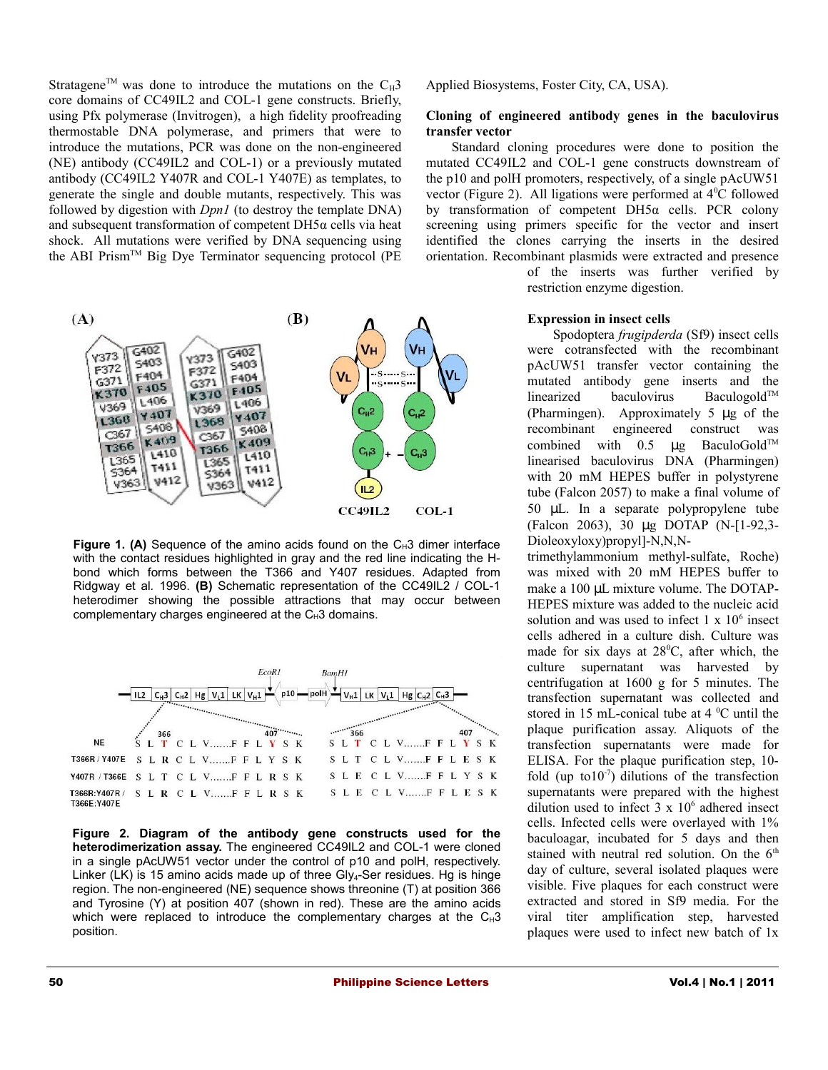Stratagene™ was done to introduce the mutations on the $C_H3$ core domains of CC49IL2 and COL-1 gene constructs. Briefly, using Pfx polymerase (Invitrogen), a high fidelity proofreading thermostable DNA polymerase, and primers that were to introduce the mutations, PCR was done on the non-engineered (NE) antibody (CC49IL2 and COL-1) or a previously mutated antibody (CC49IL2 Y407R and COL-1 Y407E) as templates, to generate the single and double mutants, respectively. This was followed by digestion with *Dpn1* (to destroy the template DNA) and subsequent transformation of competent DH5α cells via heat shock. All mutations were verified by DNA sequencing using the ABI Prism™ Big Dye Terminator sequencing protocol (PE Applied Biosystems, Foster City, CA, USA).

**Figure 1. (A)** Sequence of the amino acids found on the $C_H3$ dimer interface with the contact residues highlighted in gray and the red line indicating the H-bond which forms between the T366 and Y407 residues. Adapted from Ridgway et al. 1996. **(B)** Schematic representation of the CC49IL2 / COL-1 heterodimer showing the possible attractions that may occur between complementary charges engineered at the $C_H3$ domains.

**Figure 2. Diagram of the antibody gene constructs used for the heterodimerization assay.** The engineered CC49IL2 and COL-1 were cloned in a single pAcUW51 vector under the control of p10 and polH, respectively. Linker (LK) is 15 amino acids made up of three $Gly_4$-Ser residues. Hg is hinge region. The non-engineered (NE) sequence shows threonine (T) at position 366 and Tyrosine (Y) at position 407 (shown in red). These are the amino acids which were replaced to introduce the complementary charges at the $C_H3$ position.

### Cloning of engineered antibody genes in the baculovirus transfer vector

Standard cloning procedures were done to position the mutated CC49IL2 and COL-1 gene constructs downstream of the p10 and polH promoters, respectively, of a single pAcUW51 vector (Figure 2). All ligations were performed at $4^0$C followed by transformation of competent DH5α cells. PCR colony screening using primers specific for the vector and insert identified the clones carrying the inserts in the desired orientation. Recombinant plasmids were extracted and presence of the inserts was further verified by restriction enzyme digestion.

### Expression in insect cells

Spodoptera *frugipderda* (Sf9) insect cells were cotransfected with the recombinant pAcUW51 transfer vector containing the mutated antibody gene inserts and the linearized baculovirus Baculogold™ (Pharmingen). Approximately 5 µg of the recombinant engineered construct was combined with 0.5 µg BaculoGold™ linearised baculovirus DNA (Pharmingen) with 20 mM HEPES buffer in polystyrene tube (Falcon 2057) to make a final volume of 50 µL. In a separate polypropylene tube (Falcon 2063), 30 µg DOTAP (N-[1-92,3-Dioleoxyloxy)propyl]-N,N,N-trimethylammonium methyl-sulfate, Roche) was mixed with 20 mM HEPES buffer to make a 100 µL mixture volume. The DOTAP-HEPES mixture was added to the nucleic acid solution and was used to infect 1 x $10^6$ insect cells adhered in a culture dish. Culture was made for six days at $28^0$C, after which, the culture supernatant was harvested by centrifugation at 1600 g for 5 minutes. The transfection supernatant was collected and stored in 15 mL-conical tube at 4 $^0$C until the plaque purification assay. Aliquots of the transfection supernatants were made for ELISA. For the plaque purification step, 10-fold (up to$10^{-7}$) dilutions of the transfection supernatants were prepared with the highest dilution used to infect 3 x $10^6$ adhered insect cells. Infected cells were overlayed with 1% baculoagar, incubated for 5 days and then stained with neutral red solution. On the 6th day of culture, several isolated plaques were visible. Five plaques for each construct were extracted and stored in Sf9 media. For the viral titer amplification step, harvested plaques were used to infect new batch of 1x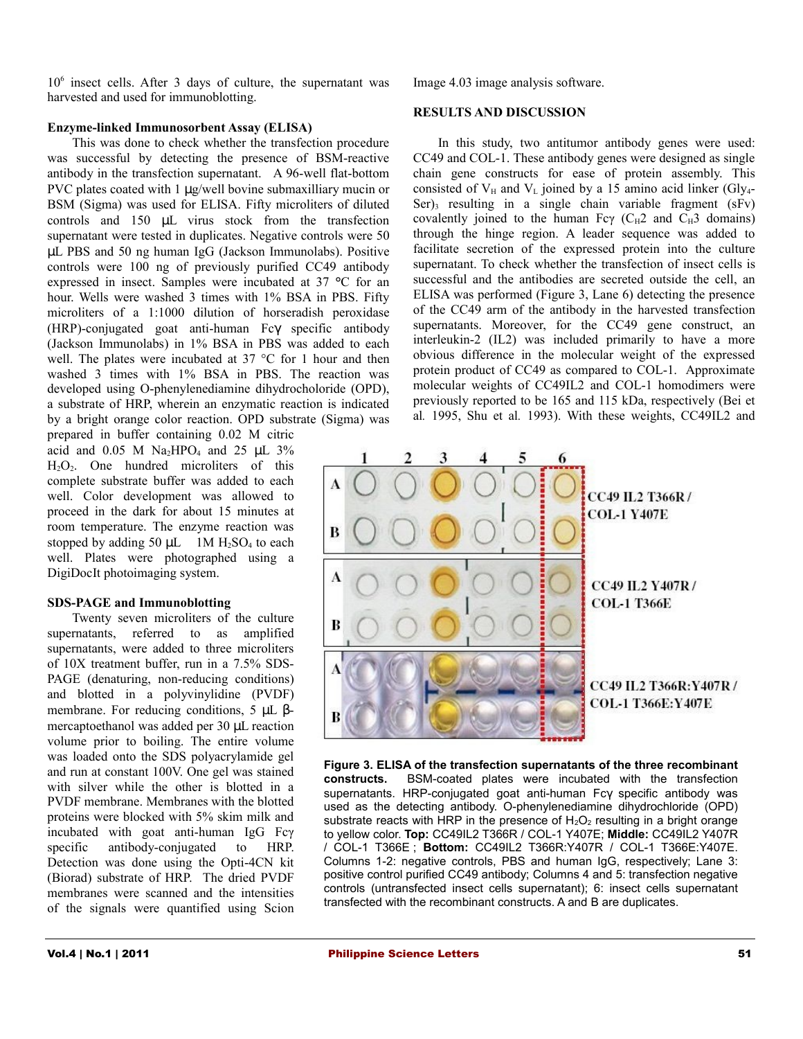$10^6$ insect cells. After 3 days of culture, the supernatant was harvested and used for immunoblotting.

### Enzyme-linked Immunosorbent Assay (ELISA)

This was done to check whether the transfection procedure was successful by detecting the presence of BSM-reactive antibody in the transfection supernatant. A 96-well flat-bottom PVC plates coated with 1 μg/well bovine submaxilliary mucin or BSM (Sigma) was used for ELISA. Fifty microliters of diluted controls and 150 μL virus stock from the transfection supernatant were tested in duplicates. Negative controls were 50 μL PBS and 50 ng human IgG (Jackson Immunolabs). Positive controls were 100 ng of previously purified CC49 antibody expressed in insect. Samples were incubated at 37 °C for an hour. Wells were washed 3 times with 1% BSA in PBS. Fifty microliters of a 1:1000 dilution of horseradish peroxidase (HRP)-conjugated goat anti-human Fcγ specific antibody (Jackson Immunolabs) in 1% BSA in PBS was added to each well. The plates were incubated at 37 °C for 1 hour and then washed 3 times with 1% BSA in PBS. The reaction was developed using O-phenylenediamine dihydrocholoride (OPD), a substrate of HRP, wherein an enzymatic reaction is indicated by a bright orange color reaction. OPD substrate (Sigma) was prepared in buffer containing 0.02 M citric acid and 0.05 M $Na_2HPO_4$ and 25 μL 3% $H_2O_2$. One hundred microliters of this complete substrate buffer was added to each well. Color development was allowed to proceed in the dark for about 15 minutes at room temperature. The enzyme reaction was stopped by adding 50 μL 1M $H_2SO_4$ to each well. Plates were photographed using a DigiDocIt photoimaging system.

### SDS-PAGE and Immunoblotting

Twenty seven microliters of the culture supernatants, referred to as amplified supernatants, were added to three microliters of 10X treatment buffer, run in a 7.5% SDS-PAGE (denaturing, non-reducing conditions) and blotted in a polyvinylidine (PVDF) membrane. For reducing conditions, 5 μL β-mercaptoethanol was added per 30 μL reaction volume prior to boiling. The entire volume was loaded onto the SDS polyacrylamide gel and run at constant 100V. One gel was stained with silver while the other is blotted in a PVDF membrane. Membranes with the blotted proteins were blocked with 5% skim milk and incubated with goat anti-human IgG Fcγ specific antibody-conjugated to HRP. Detection was done using the Opti-4CN kit (Biorad) substrate of HRP. The dried PVDF membranes were scanned and the intensities of the signals were quantified using Scion Image 4.03 image analysis software.

## RESULTS AND DISCUSSION

In this study, two antitumor antibody genes were used: CC49 and COL-1. These antibody genes were designed as single chain gene constructs for ease of protein assembly. This consisted of $V_H$ and $V_L$ joined by a 15 amino acid linker $(Gly_4\text{-}Ser)_3$ resulting in a single chain variable fragment (sFv) covalently joined to the human Fcγ ($C_H2$ and $C_H3$ domains) through the hinge region. A leader sequence was added to facilitate secretion of the expressed protein into the culture supernatant. To check whether the transfection of insect cells is successful and the antibodies are secreted outside the cell, an ELISA was performed (Figure 3, Lane 6) detecting the presence of the CC49 arm of the antibody in the harvested transfection supernatants. Moreover, for the CC49 gene construct, an interleukin-2 (IL2) was included primarily to have a more obvious difference in the molecular weight of the expressed protein product of CC49 as compared to COL-1. Approximate molecular weights of CC49IL2 and COL-1 homodimers were previously reported to be 165 and 115 kDa, respectively (Bei et al*.* 1995, Shu et al*.* 1993). With these weights, CC49IL2 and

**Figure 3. ELISA of the transfection supernatants of the three recombinant constructs.** BSM-coated plates were incubated with the transfection supernatants. HRP-conjugated goat anti-human Fcγ specific antibody was used as the detecting antibody. O-phenylenediamine dihydrochloride (OPD) substrate reacts with HRP in the presence of $H_2O_2$ resulting in a bright orange to yellow color. **Top:** CC49IL2 T366R / COL-1 Y407E; **Middle:** CC49IL2 Y407R / COL-1 T366E ; **Bottom:** CC49IL2 T366R:Y407R / COL-1 T366E:Y407E. Columns 1-2: negative controls, PBS and human IgG, respectively; Lane 3: positive control purified CC49 antibody; Columns 4 and 5: transfection negative controls (untransfected insect cells supernatant); 6: insect cells supernatant transfected with the recombinant constructs. A and B are duplicates.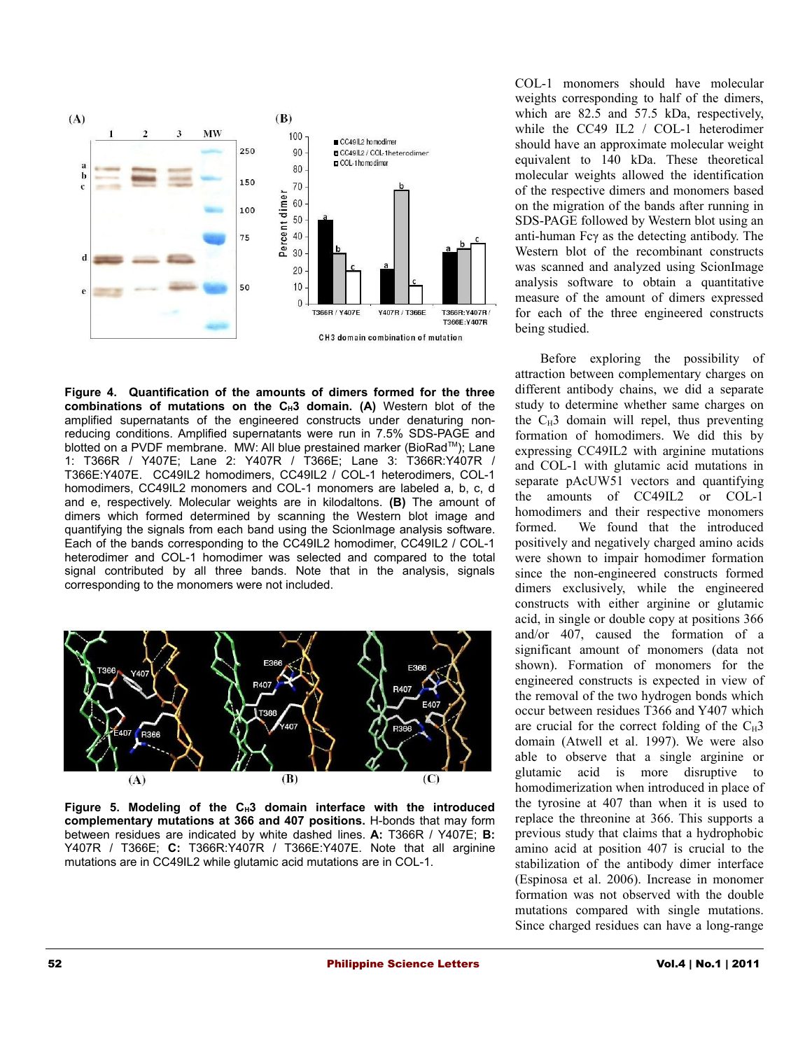**Figure 4. Quantification of the amounts of dimers formed for the three combinations of mutations on the $C_H3$ domain. (A)** Western blot of the amplified supernatants of the engineered constructs under denaturing non-reducing conditions. Amplified supernatants were run in 7.5% SDS-PAGE and blotted on a PVDF membrane. MW: All blue prestained marker (BioRad™); Lane 1: T366R / Y407E; Lane 2: Y407R / T366E; Lane 3: T366R:Y407R / T366E:Y407E. CC49IL2 homodimers, CC49IL2 / COL-1 heterodimers, COL-1 homodimers, CC49IL2 monomers and COL-1 monomers are labeled a, b, c, d and e, respectively. Molecular weights are in kilodaltons. **(B)** The amount of dimers which formed determined by scanning the Western blot image and quantifying the signals from each band using the ScionImage analysis software. Each of the bands corresponding to the CC49IL2 homodimer, CC49IL2 / COL-1 heterodimer and COL-1 homodimer was selected and compared to the total signal contributed by all three bands. Note that in the analysis, signals corresponding to the monomers were not included.

**Figure 5. Modeling of the $C_H3$ domain interface with the introduced complementary mutations at 366 and 407 positions.** H-bonds that may form between residues are indicated by white dashed lines. **A:** T366R / Y407E; **B:** Y407R / T366E; **C:** T366R:Y407R / T366E:Y407E. Note that all arginine mutations are in CC49IL2 while glutamic acid mutations are in COL-1.

COL-1 monomers should have molecular weights corresponding to half of the dimers, which are 82.5 and 57.5 kDa, respectively, while the CC49 IL2 / COL-1 heterodimer should have an approximate molecular weight equivalent to 140 kDa. These theoretical molecular weights allowed the identification of the respective dimers and monomers based on the migration of the bands after running in SDS-PAGE followed by Western blot using an anti-human Fcγ as the detecting antibody. The Western blot of the recombinant constructs was scanned and analyzed using ScionImage analysis software to obtain a quantitative measure of the amount of dimers expressed for each of the three engineered constructs being studied.

Before exploring the possibility of attraction between complementary charges on different antibody chains, we did a separate study to determine whether same charges on the $C_H3$ domain will repel, thus preventing formation of homodimers. We did this by expressing CC49IL2 with arginine mutations and COL-1 with glutamic acid mutations in separate pAcUW51 vectors and quantifying the amounts of CC49IL2 or COL-1 homodimers and their respective monomers formed. We found that the introduced positively and negatively charged amino acids were shown to impair homodimer formation since the non-engineered constructs formed dimers exclusively, while the engineered constructs with either arginine or glutamic acid, in single or double copy at positions 366 and/or 407, caused the formation of a significant amount of monomers (data not shown). Formation of monomers for the engineered constructs is expected in view of the removal of the two hydrogen bonds which occur between residues T366 and Y407 which are crucial for the correct folding of the $C_H3$ domain (Atwell et al. 1997). We were also able to observe that a single arginine or glutamic acid is more disruptive to homodimerization when introduced in place of the tyrosine at 407 than when it is used to replace the threonine at 366. This supports a previous study that claims that a hydrophobic amino acid at position 407 is crucial to the stabilization of the antibody dimer interface (Espinosa et al. 2006). Increase in monomer formation was not observed with the double mutations compared with single mutations. Since charged residues can have a long-range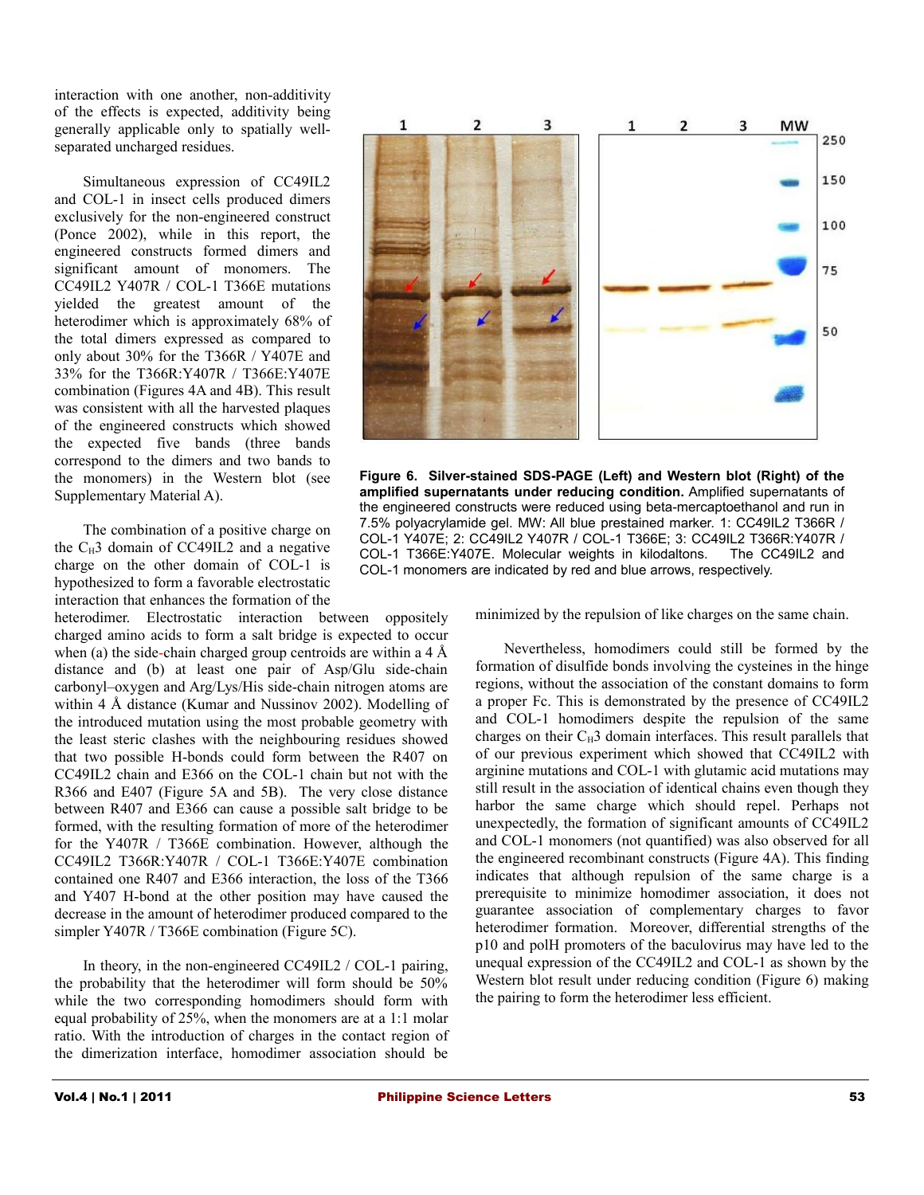interaction with one another, non-additivity of the effects is expected, additivity being generally applicable only to spatially well-separated uncharged residues.

Simultaneous expression of CC49IL2 and COL-1 in insect cells produced dimers exclusively for the non-engineered construct (Ponce 2002), while in this report, the engineered constructs formed dimers and significant amount of monomers. The CC49IL2 Y407R / COL-1 T366E mutations yielded the greatest amount of the heterodimer which is approximately 68% of the total dimers expressed as compared to only about 30% for the T366R / Y407E and 33% for the T366R:Y407R / T366E:Y407E combination (Figures 4A and 4B). This result was consistent with all the harvested plaques of the engineered constructs which showed the expected five bands (three bands correspond to the dimers and two bands to the monomers) in the Western blot (see Supplementary Material A).

The combination of a positive charge on the $C_H3$ domain of CC49IL2 and a negative charge on the other domain of COL-1 is hypothesized to form a favorable electrostatic interaction that enhances the formation of the heterodimer. Electrostatic interaction between oppositely charged amino acids to form a salt bridge is expected to occur when (a) the side-chain charged group centroids are within a 4 Å distance and (b) at least one pair of Asp/Glu side-chain carbonyl–oxygen and Arg/Lys/His side-chain nitrogen atoms are within 4 Å distance (Kumar and Nussinov 2002). Modelling of the introduced mutation using the most probable geometry with the least steric clashes with the neighbouring residues showed that two possible H-bonds could form between the R407 on CC49IL2 chain and E366 on the COL-1 chain but not with the R366 and E407 (Figure 5A and 5B). The very close distance between R407 and E366 can cause a possible salt bridge to be formed, with the resulting formation of more of the heterodimer for the Y407R / T366E combination. However, although the CC49IL2 T366R:Y407R / COL-1 T366E:Y407E combination contained one R407 and E366 interaction, the loss of the T366 and Y407 H-bond at the other position may have caused the decrease in the amount of heterodimer produced compared to the simpler Y407R / T366E combination (Figure 5C).

In theory, in the non-engineered CC49IL2 / COL-1 pairing, the probability that the heterodimer will form should be 50% while the two corresponding homodimers should form with equal probability of 25%, when the monomers are at a 1:1 molar ratio. With the introduction of charges in the contact region of the dimerization interface, homodimer association should be minimized by the repulsion of like charges on the same chain.

**Figure 6. Silver-stained SDS-PAGE (Left) and Western blot (Right) of the amplified supernatants under reducing condition.** Amplified supernatants of the engineered constructs were reduced using beta-mercaptoethanol and run in 7.5% polyacrylamide gel. MW: All blue prestained marker. 1: CC49IL2 T366R / COL-1 Y407E; 2: CC49IL2 Y407R / COL-1 T366E; 3: CC49IL2 T366R:Y407R / COL-1 T366E:Y407E. Molecular weights in kilodaltons. The CC49IL2 and COL-1 monomers are indicated by red and blue arrows, respectively.

Nevertheless, homodimers could still be formed by the formation of disulfide bonds involving the cysteines in the hinge regions, without the association of the constant domains to form a proper Fc. This is demonstrated by the presence of CC49IL2 and COL-1 homodimers despite the repulsion of the same charges on their $C_H3$ domain interfaces. This result parallels that of our previous experiment which showed that CC49IL2 with arginine mutations and COL-1 with glutamic acid mutations may still result in the association of identical chains even though they harbor the same charge which should repel. Perhaps not unexpectedly, the formation of significant amounts of CC49IL2 and COL-1 monomers (not quantified) was also observed for all the engineered recombinant constructs (Figure 4A). This finding indicates that although repulsion of the same charge is a prerequisite to minimize homodimer association, it does not guarantee association of complementary charges to favor heterodimer formation. Moreover, differential strengths of the p10 and polH promoters of the baculovirus may have led to the unequal expression of the CC49IL2 and COL-1 as shown by the Western blot result under reducing condition (Figure 6) making the pairing to form the heterodimer less efficient.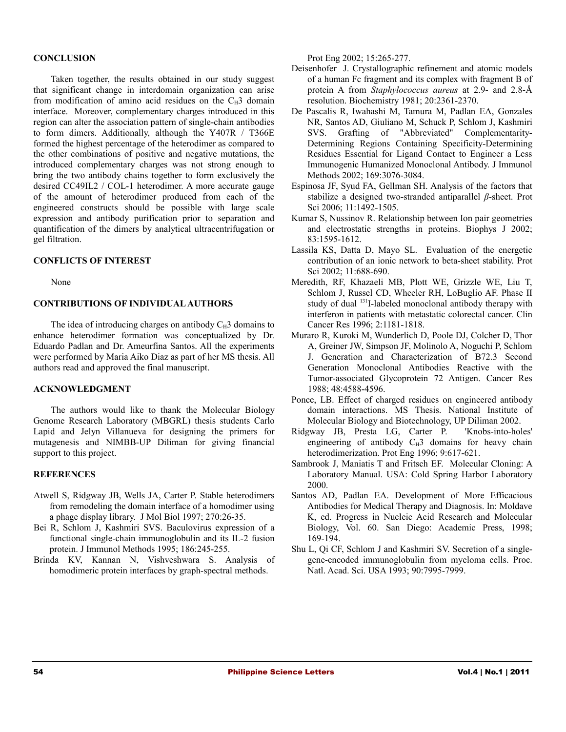## CONCLUSION

Taken together, the results obtained in our study suggest that significant change in interdomain organization can arise from modification of amino acid residues on the $C_H3$ domain interface. Moreover, complementary charges introduced in this region can alter the association pattern of single-chain antibodies to form dimers. Additionally, although the Y407R / T366E formed the highest percentage of the heterodimer as compared to the other combinations of positive and negative mutations, the introduced complementary charges was not strong enough to bring the two antibody chains together to form exclusively the desired CC49IL2 / COL-1 heterodimer. A more accurate gauge of the amount of heterodimer produced from each of the engineered constructs should be possible with large scale expression and antibody purification prior to separation and quantification of the dimers by analytical ultracentrifugation or gel filtration.

## CONFLICTS OF INTEREST

None

## CONTRIBUTIONS OF INDIVIDUAL AUTHORS

The idea of introducing charges on antibody $C_H3$ domains to enhance heterodimer formation was conceptualized by Dr. Eduardo Padlan and Dr. Ameurfina Santos. All the experiments were performed by Maria Aiko Diaz as part of her MS thesis. All authors read and approved the final manuscript.

## ACKNOWLEDGMENT

The authors would like to thank the Molecular Biology Genome Research Laboratory (MBGRL) thesis students Carlo Lapid and Jelyn Villanueva for designing the primers for mutagenesis and NIMBB-UP Diliman for giving financial support to this project.

## REFERENCES

Atwell S, Ridgway JB, Wells JA, Carter P. Stable heterodimers from remodeling the domain interface of a homodimer using a phage display library. J Mol Biol 1997; 270:26-35.

Bei R, Schlom J, Kashmiri SVS. Baculovirus expression of a functional single-chain immunoglobulin and its IL-2 fusion protein. J Immunol Methods 1995; 186:245-255.

Brinda KV, Kannan N, Vishveshwara S. Analysis of homodimeric protein interfaces by graph-spectral methods. Prot Eng 2002; 15:265-277.

Deisenhofer J. Crystallographic refinement and atomic models of a human Fc fragment and its complex with fragment B of protein A from *Staphylococcus aureus* at 2.9- and 2.8-Å resolution. Biochemistry 1981; 20:2361-2370.

De Pascalis R, Iwahashi M, Tamura M, Padlan EA, Gonzales NR, Santos AD, Giuliano M, Schuck P, Schlom J, Kashmiri SVS. Grafting of "Abbreviated" Complementarity-Determining Regions Containing Specificity-Determining Residues Essential for Ligand Contact to Engineer a Less Immunogenic Humanized Monoclonal Antibody. J Immunol Methods 2002; 169:3076-3084.

Espinosa JF, Syud FA, Gellman SH. Analysis of the factors that stabilize a designed two-stranded antiparallel *β*-sheet. Prot Sci 2006; 11:1492-1505.

Kumar S, Nussinov R. Relationship between Ion pair geometries and electrostatic strengths in proteins. Biophys J 2002; 83:1595-1612.

Lassila KS, Datta D, Mayo SL. Evaluation of the energetic contribution of an ionic network to beta-sheet stability. Prot Sci 2002; 11:688-690.

Meredith, RF, Khazaeli MB, Plott WE, Grizzle WE, Liu T, Schlom J, Russel CD, Wheeler RH, LoBuglio AF. Phase II study of dual $^{131}$I-labeled monoclonal antibody therapy with interferon in patients with metastatic colorectal cancer. Clin Cancer Res 1996; 2:1181-1818.

Muraro R, Kuroki M, Wunderlich D, Poole DJ, Colcher D, Thor A, Greiner JW, Simpson JF, Molinolo A, Noguchi P, Schlom J. Generation and Characterization of B72.3 Second Generation Monoclonal Antibodies Reactive with the Tumor-associated Glycoprotein 72 Antigen. Cancer Res 1988; 48:4588-4596.

Ponce, LB. Effect of charged residues on engineered antibody domain interactions. MS Thesis. National Institute of Molecular Biology and Biotechnology, UP Diliman 2002.

Ridgway JB, Presta LG, Carter P. 'Knobs-into-holes' engineering of antibody $C_H3$ domains for heavy chain heterodimerization. Prot Eng 1996; 9:617-621.

Sambrook J, Maniatis T and Fritsch EF. Molecular Cloning: A Laboratory Manual. USA: Cold Spring Harbor Laboratory 2000.

Santos AD, Padlan EA. Development of More Efficacious Antibodies for Medical Therapy and Diagnosis. In: Moldave K, ed. Progress in Nucleic Acid Research and Molecular Biology, Vol. 60. San Diego: Academic Press, 1998; 169-194.

Shu L, Qi CF, Schlom J and Kashmiri SV. Secretion of a single-gene-encoded immunoglobulin from myeloma cells. Proc. Natl. Acad. Sci. USA 1993; 90:7995-7999.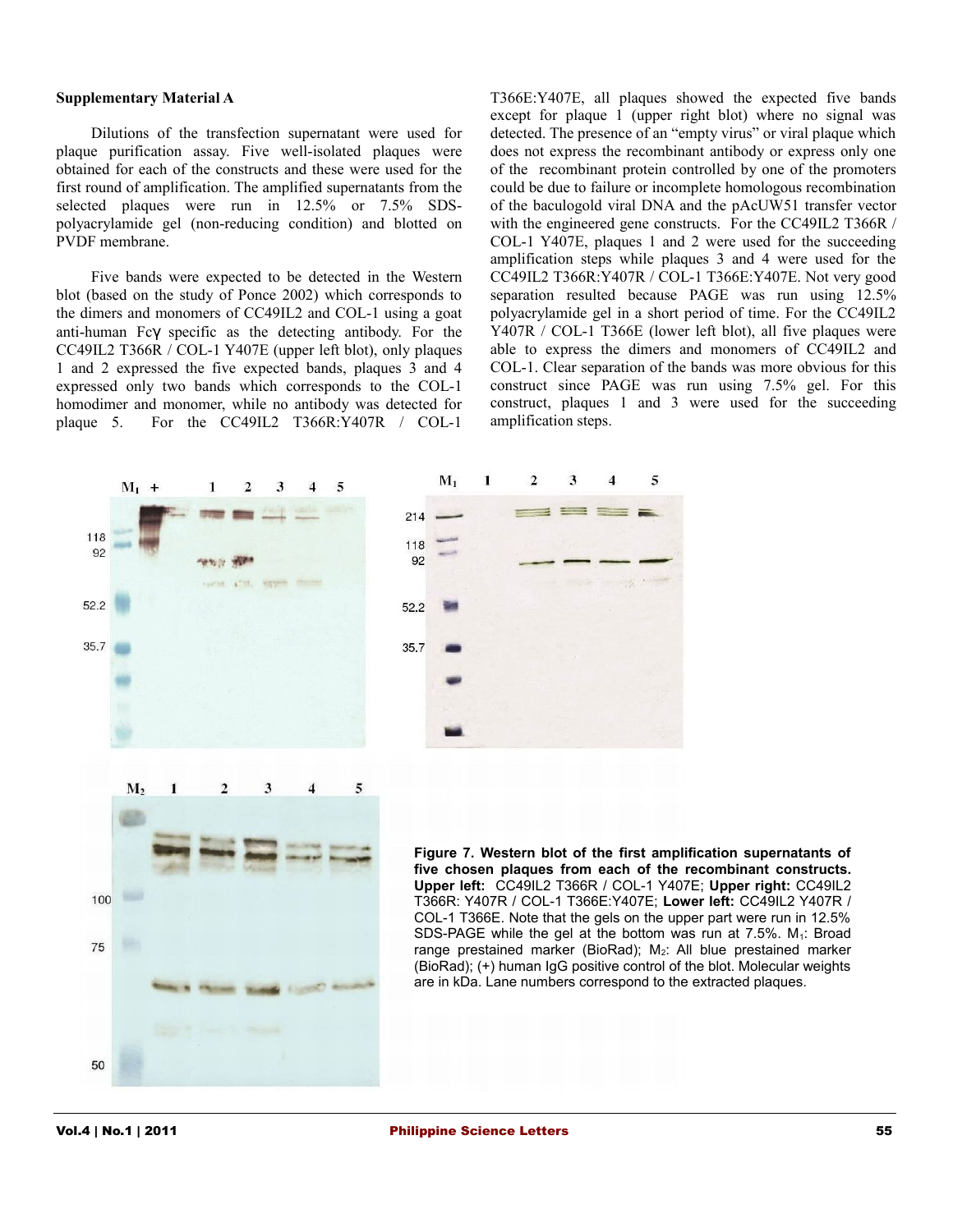**Supplementary Material A**

Dilutions of the transfection supernatant were used for plaque purification assay. Five well-isolated plaques were obtained for each of the constructs and these were used for the first round of amplification. The amplified supernatants from the selected plaques were run in 12.5% or 7.5% SDS-polyacrylamide gel (non-reducing condition) and blotted on PVDF membrane.

Five bands were expected to be detected in the Western blot (based on the study of Ponce 2002) which corresponds to the dimers and monomers of CC49IL2 and COL-1 using a goat anti-human Fcγ specific as the detecting antibody. For the CC49IL2 T366R / COL-1 Y407E (upper left blot), only plaques 1 and 2 expressed the five expected bands, plaques 3 and 4 expressed only two bands which corresponds to the COL-1 homodimer and monomer, while no antibody was detected for plaque 5. For the CC49IL2 T366R:Y407R / COL-1 T366E:Y407E, all plaques showed the expected five bands except for plaque 1 (upper right blot) where no signal was detected. The presence of an "empty virus" or viral plaque which does not express the recombinant antibody or express only one of the recombinant protein controlled by one of the promoters could be due to failure or incomplete homologous recombination of the baculogold viral DNA and the pAcUW51 transfer vector with the engineered gene constructs. For the CC49IL2 T366R / COL-1 Y407E, plaques 1 and 2 were used for the succeeding amplification steps while plaques 3 and 4 were used for the CC49IL2 T366R:Y407R / COL-1 T366E:Y407E. Not very good separation resulted because PAGE was run using 12.5% polyacrylamide gel in a short period of time. For the CC49IL2 Y407R / COL-1 T366E (lower left blot), all five plaques were able to express the dimers and monomers of CC49IL2 and COL-1. Clear separation of the bands was more obvious for this construct since PAGE was run using 7.5% gel. For this construct, plaques 1 and 3 were used for the succeeding amplification steps.

**Figure 7. Western blot of the first amplification supernatants of five chosen plaques from each of the recombinant constructs. Upper left:** CC49IL2 T366R / COL-1 Y407E; **Upper right:** CC49IL2 T366R: Y407R / COL-1 T366E:Y407E; **Lower left:** CC49IL2 Y407R / COL-1 T366E. Note that the gels on the upper part were run in 12.5% SDS-PAGE while the gel at the bottom was run at 7.5%. $M_1$: Broad range prestained marker (BioRad); $M_2$: All blue prestained marker (BioRad); (+) human IgG positive control of the blot. Molecular weights are in kDa. Lane numbers correspond to the extracted plaques.